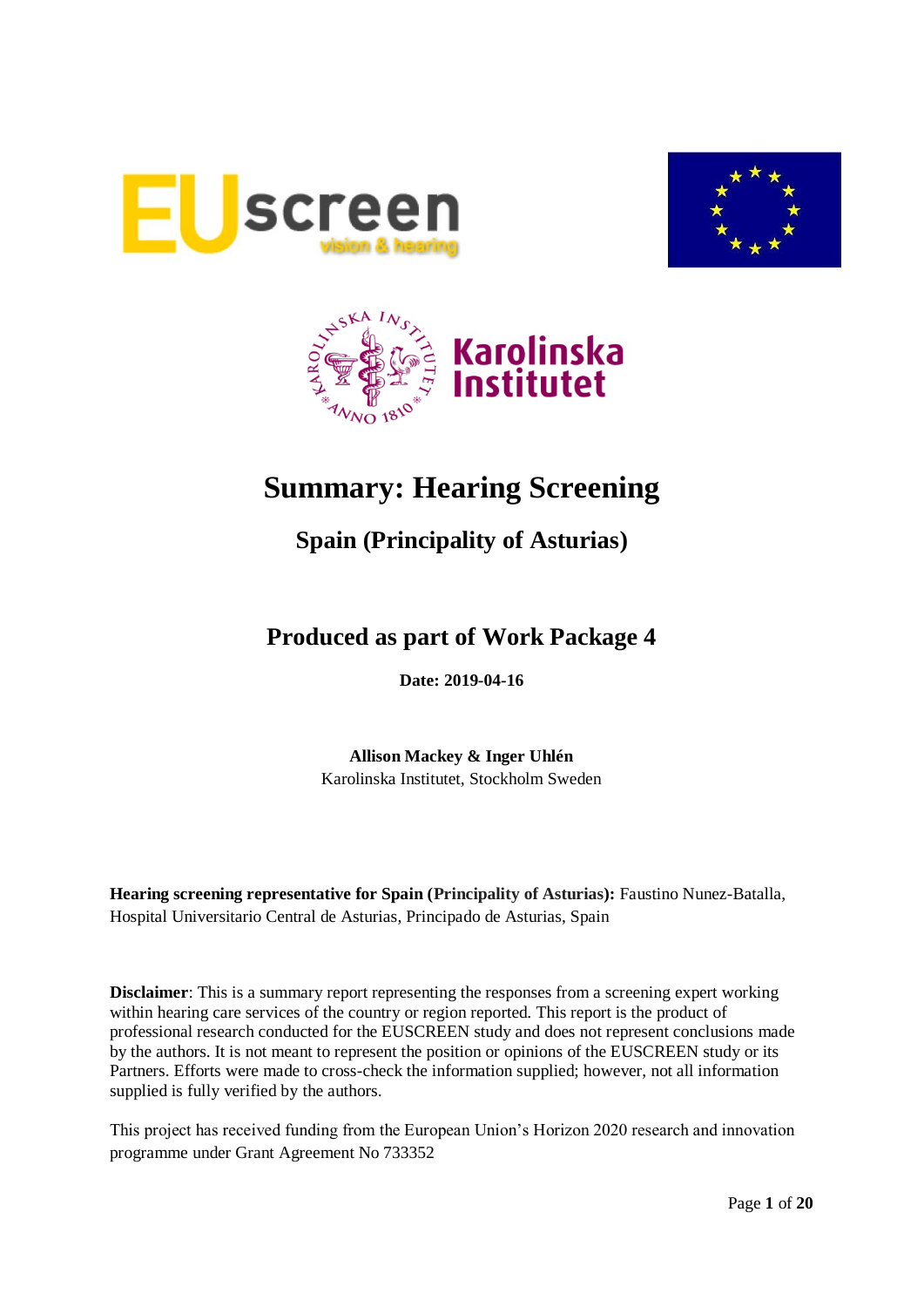# Summary: Hearing Screening

## Spain (Principality of Asturias)

## Produced as part of Work Package 4

**Date: 2019-04-16**

**Allison Mackey & Inger Uhlén**
Karolinska Institutet, Stockholm Sweden

**Hearing screening representative for Spain (Principality of Asturias):** Faustino Nunez-Batalla, Hospital Universitario Central de Asturias, Principado de Asturias, Spain

**Disclaimer**: This is a summary report representing the responses from a screening expert working within hearing care services of the country or region reported. This report is the product of professional research conducted for the EUSCREEN study and does not represent conclusions made by the authors. It is not meant to represent the position or opinions of the EUSCREEN study or its Partners. Efforts were made to cross-check the information supplied; however, not all information supplied is fully verified by the authors.

This project has received funding from the European Union's Horizon 2020 research and innovation programme under Grant Agreement No 733352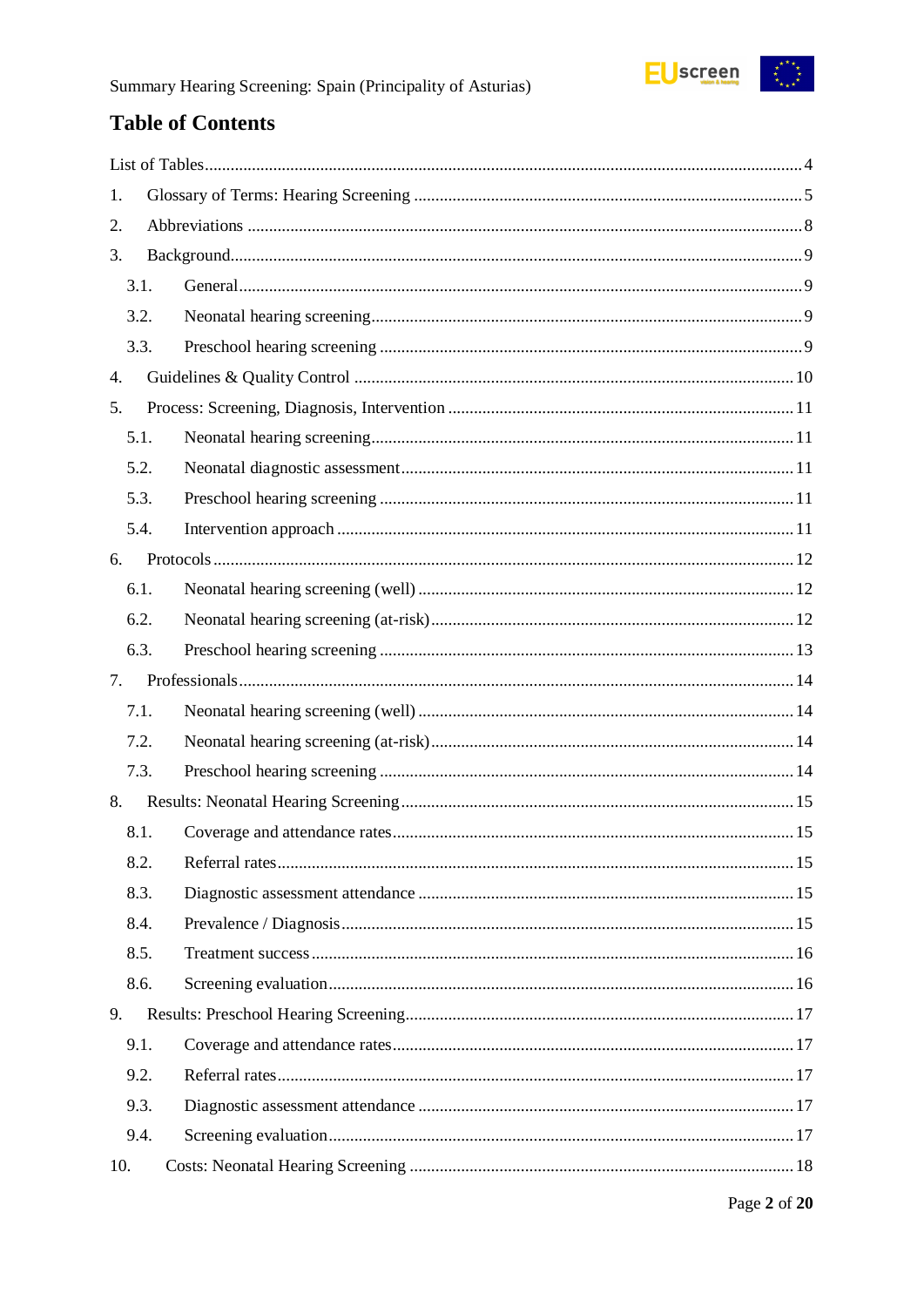# Table of Contents

- List of Tables ..... 4
- 1. Glossary of Terms: Hearing Screening ..... 5
- 2. Abbreviations ..... 8
- 3. Background ..... 9
  - 3.1. General ..... 9
  - 3.2. Neonatal hearing screening ..... 9
  - 3.3. Preschool hearing screening ..... 9
- 4. Guidelines & Quality Control ..... 10
- 5. Process: Screening, Diagnosis, Intervention ..... 11
  - 5.1. Neonatal hearing screening ..... 11
  - 5.2. Neonatal diagnostic assessment ..... 11
  - 5.3. Preschool hearing screening ..... 11
  - 5.4. Intervention approach ..... 11
- 6. Protocols ..... 12
  - 6.1. Neonatal hearing screening (well) ..... 12
  - 6.2. Neonatal hearing screening (at-risk) ..... 12
  - 6.3. Preschool hearing screening ..... 13
- 7. Professionals ..... 14
  - 7.1. Neonatal hearing screening (well) ..... 14
  - 7.2. Neonatal hearing screening (at-risk) ..... 14
  - 7.3. Preschool hearing screening ..... 14
- 8. Results: Neonatal Hearing Screening ..... 15
  - 8.1. Coverage and attendance rates ..... 15
  - 8.2. Referral rates ..... 15
  - 8.3. Diagnostic assessment attendance ..... 15
  - 8.4. Prevalence / Diagnosis ..... 15
  - 8.5. Treatment success ..... 16
  - 8.6. Screening evaluation ..... 16
- 9. Results: Preschool Hearing Screening ..... 17
  - 9.1. Coverage and attendance rates ..... 17
  - 9.2. Referral rates ..... 17
  - 9.3. Diagnostic assessment attendance ..... 17
  - 9.4. Screening evaluation ..... 17
- 10. Costs: Neonatal Hearing Screening ..... 18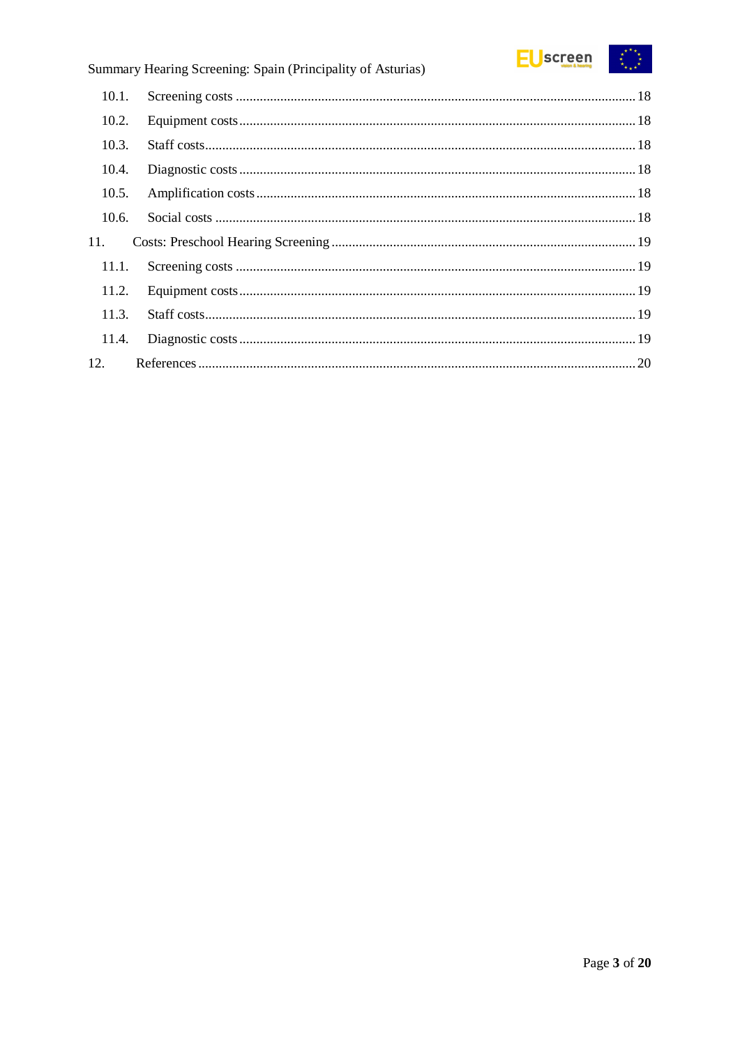10.1. Screening costs ..... 18

10.2. Equipment costs ..... 18

10.3. Staff costs ..... 18

10.4. Diagnostic costs ..... 18

10.5. Amplification costs ..... 18

10.6. Social costs ..... 18

11. Costs: Preschool Hearing Screening ..... 19

11.1. Screening costs ..... 19

11.2. Equipment costs ..... 19

11.3. Staff costs ..... 19

11.4. Diagnostic costs ..... 19

12. References ..... 20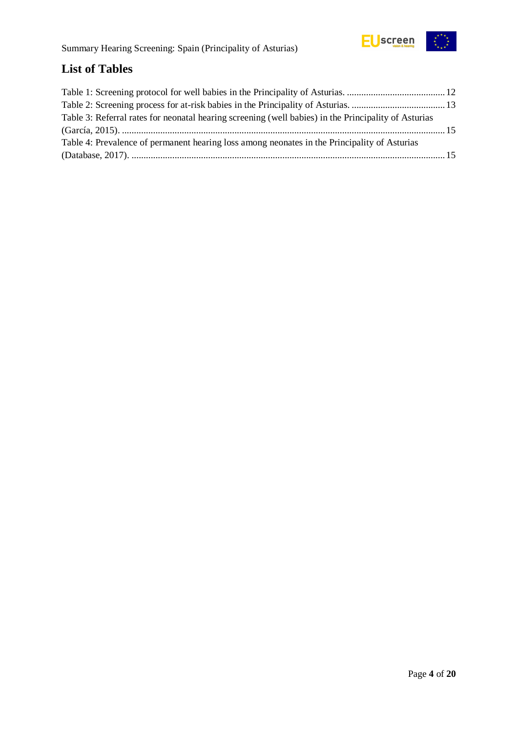## List of Tables

Table 1: Screening protocol for well babies in the Principality of Asturias. ......................................... 12

Table 2: Screening process for at-risk babies in the Principality of Asturias. ....................................... 13

Table 3: Referral rates for neonatal hearing screening (well babies) in the Principality of Asturias (García, 2015). ....................................................................................................................... 15

Table 4: Prevalence of permanent hearing loss among neonates in the Principality of Asturias (Database, 2017). .................................................................................................................. 15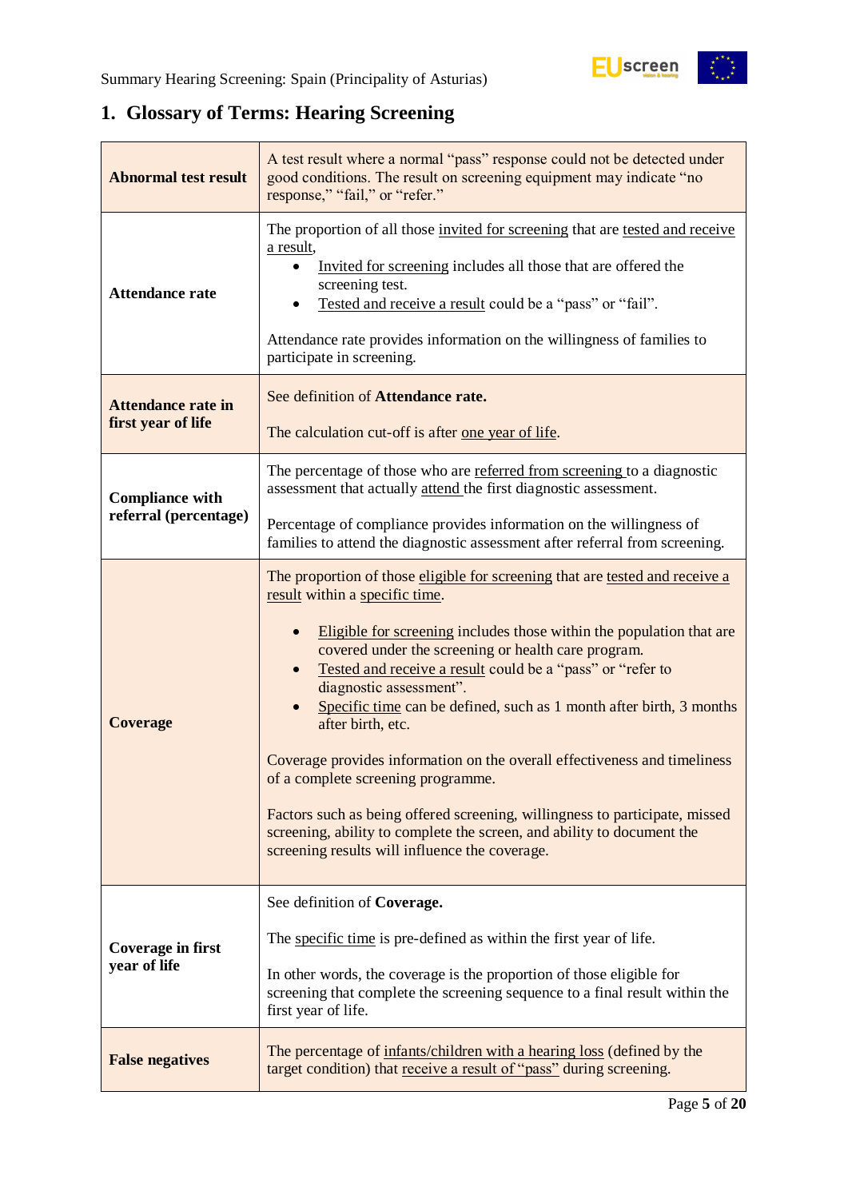## 1. Glossary of Terms: Hearing Screening

| Term | Definition |
|---|---|
| **Abnormal test result** | A test result where a normal "pass" response could not be detected under good conditions. The result on screening equipment may indicate "no response," "fail," or "refer." |
| **Attendance rate** | The proportion of all those invited for screening that are tested and receive a result,<br>• Invited for screening includes all those that are offered the screening test.<br>• Tested and receive a result could be a "pass" or "fail".<br><br>Attendance rate provides information on the willingness of families to participate in screening. |
| **Attendance rate in first year of life** | See definition of **Attendance rate.**<br><br>The calculation cut-off is after one year of life. |
| **Compliance with referral (percentage)** | The percentage of those who are referred from screening to a diagnostic assessment that actually attend the first diagnostic assessment.<br><br>Percentage of compliance provides information on the willingness of families to attend the diagnostic assessment after referral from screening. |
| **Coverage** | The proportion of those eligible for screening that are tested and receive a result within a specific time.<br><br>• Eligible for screening includes those within the population that are covered under the screening or health care program.<br>• Tested and receive a result could be a "pass" or "refer to diagnostic assessment".<br>• Specific time can be defined, such as 1 month after birth, 3 months after birth, etc.<br><br>Coverage provides information on the overall effectiveness and timeliness of a complete screening programme.<br><br>Factors such as being offered screening, willingness to participate, missed screening, ability to complete the screen, and ability to document the screening results will influence the coverage. |
| **Coverage in first year of life** | See definition of **Coverage.**<br><br>The specific time is pre-defined as within the first year of life.<br><br>In other words, the coverage is the proportion of those eligible for screening that complete the screening sequence to a final result within the first year of life. |
| **False negatives** | The percentage of infants/children with a hearing loss (defined by the target condition) that receive a result of "pass" during screening. |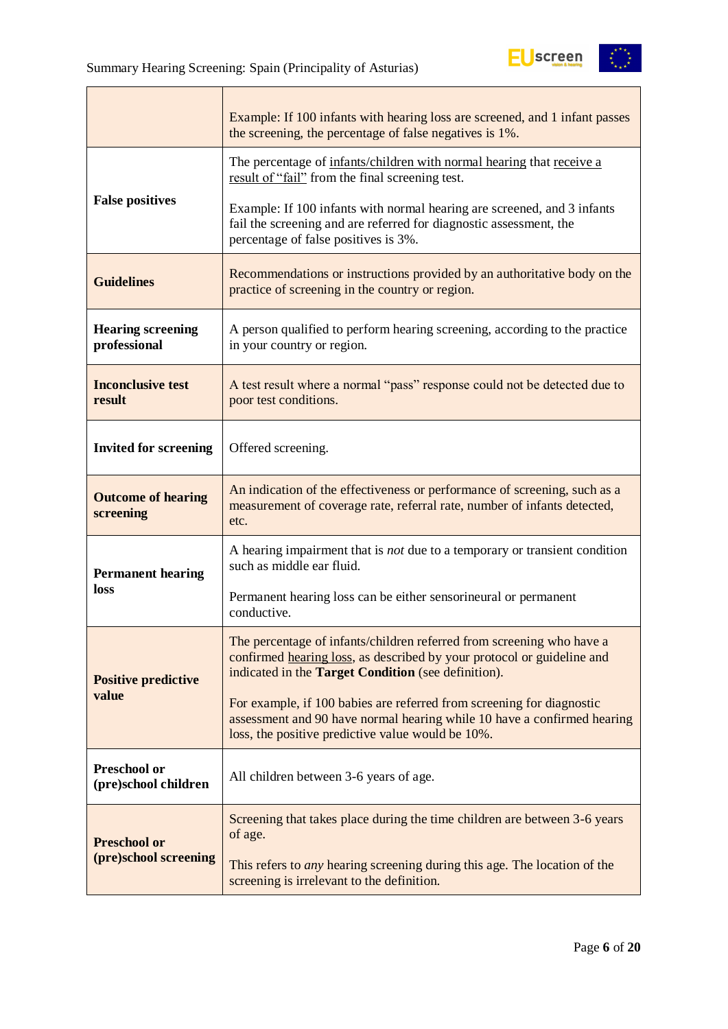| | |
|---|---|
| | Example: If 100 infants with hearing loss are screened, and 1 infant passes the screening, the percentage of false negatives is 1%. |
| **False positives** | The percentage of infants/children with normal hearing that receive a result of "fail" from the final screening test.<br><br>Example: If 100 infants with normal hearing are screened, and 3 infants fail the screening and are referred for diagnostic assessment, the percentage of false positives is 3%. |
| **Guidelines** | Recommendations or instructions provided by an authoritative body on the practice of screening in the country or region. |
| **Hearing screening professional** | A person qualified to perform hearing screening, according to the practice in your country or region. |
| **Inconclusive test result** | A test result where a normal "pass" response could not be detected due to poor test conditions. |
| **Invited for screening** | Offered screening. |
| **Outcome of hearing screening** | An indication of the effectiveness or performance of screening, such as a measurement of coverage rate, referral rate, number of infants detected, etc. |
| **Permanent hearing loss** | A hearing impairment that is *not* due to a temporary or transient condition such as middle ear fluid.<br><br>Permanent hearing loss can be either sensorineural or permanent conductive. |
| **Positive predictive value** | The percentage of infants/children referred from screening who have a confirmed hearing loss, as described by your protocol or guideline and indicated in the **Target Condition** (see definition).<br><br>For example, if 100 babies are referred from screening for diagnostic assessment and 90 have normal hearing while 10 have a confirmed hearing loss, the positive predictive value would be 10%. |
| **Preschool or (pre)school children** | All children between 3-6 years of age. |
| **Preschool or (pre)school screening** | Screening that takes place during the time children are between 3-6 years of age.<br><br>This refers to *any* hearing screening during this age. The location of the screening is irrelevant to the definition. |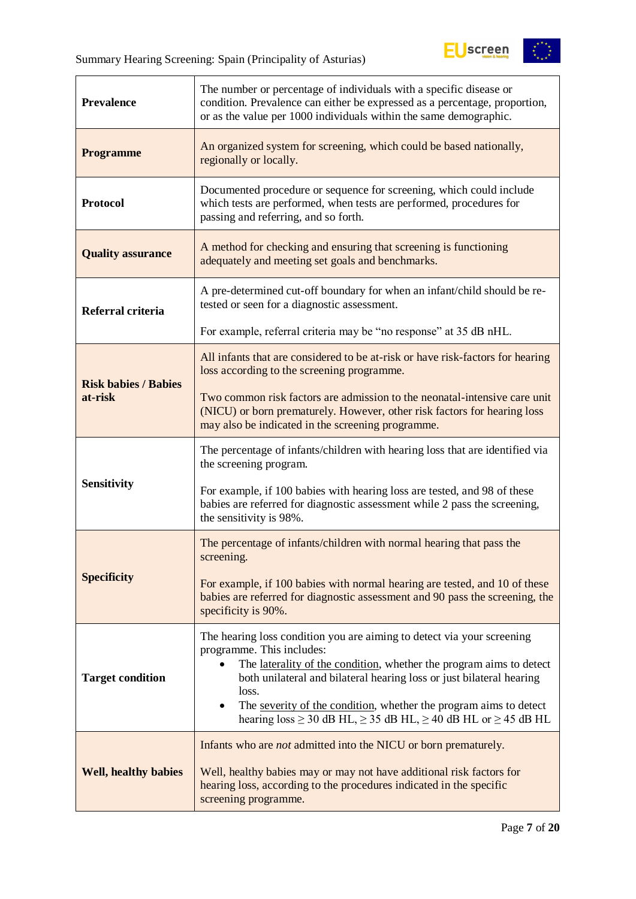| | |
|---|---|
| **Prevalence** | The number or percentage of individuals with a specific disease or condition. Prevalence can either be expressed as a percentage, proportion, or as the value per 1000 individuals within the same demographic. |
| **Programme** | An organized system for screening, which could be based nationally, regionally or locally. |
| **Protocol** | Documented procedure or sequence for screening, which could include which tests are performed, when tests are performed, procedures for passing and referring, and so forth. |
| **Quality assurance** | A method for checking and ensuring that screening is functioning adequately and meeting set goals and benchmarks. |
| **Referral criteria** | A pre-determined cut-off boundary for when an infant/child should be re-tested or seen for a diagnostic assessment.<br><br>For example, referral criteria may be “no response” at 35 dB nHL. |
| **Risk babies / Babies at-risk** | All infants that are considered to be at-risk or have risk-factors for hearing loss according to the screening programme.<br><br>Two common risk factors are admission to the neonatal-intensive care unit (NICU) or born prematurely. However, other risk factors for hearing loss may also be indicated in the screening programme. |
| **Sensitivity** | The percentage of infants/children with hearing loss that are identified via the screening program.<br><br>For example, if 100 babies with hearing loss are tested, and 98 of these babies are referred for diagnostic assessment while 2 pass the screening, the sensitivity is 98%. |
| **Specificity** | The percentage of infants/children with normal hearing that pass the screening.<br><br>For example, if 100 babies with normal hearing are tested, and 10 of these babies are referred for diagnostic assessment and 90 pass the screening, the specificity is 90%. |
| **Target condition** | The hearing loss condition you are aiming to detect via your screening programme. This includes:<br>• The laterality of the condition, whether the program aims to detect both unilateral and bilateral hearing loss or just bilateral hearing loss.<br>• The severity of the condition, whether the program aims to detect hearing loss ≥ 30 dB HL, ≥ 35 dB HL, ≥ 40 dB HL or ≥ 45 dB HL |
| **Well, healthy babies** | Infants who are *not* admitted into the NICU or born prematurely.<br><br>Well, healthy babies may or may not have additional risk factors for hearing loss, according to the procedures indicated in the specific screening programme. |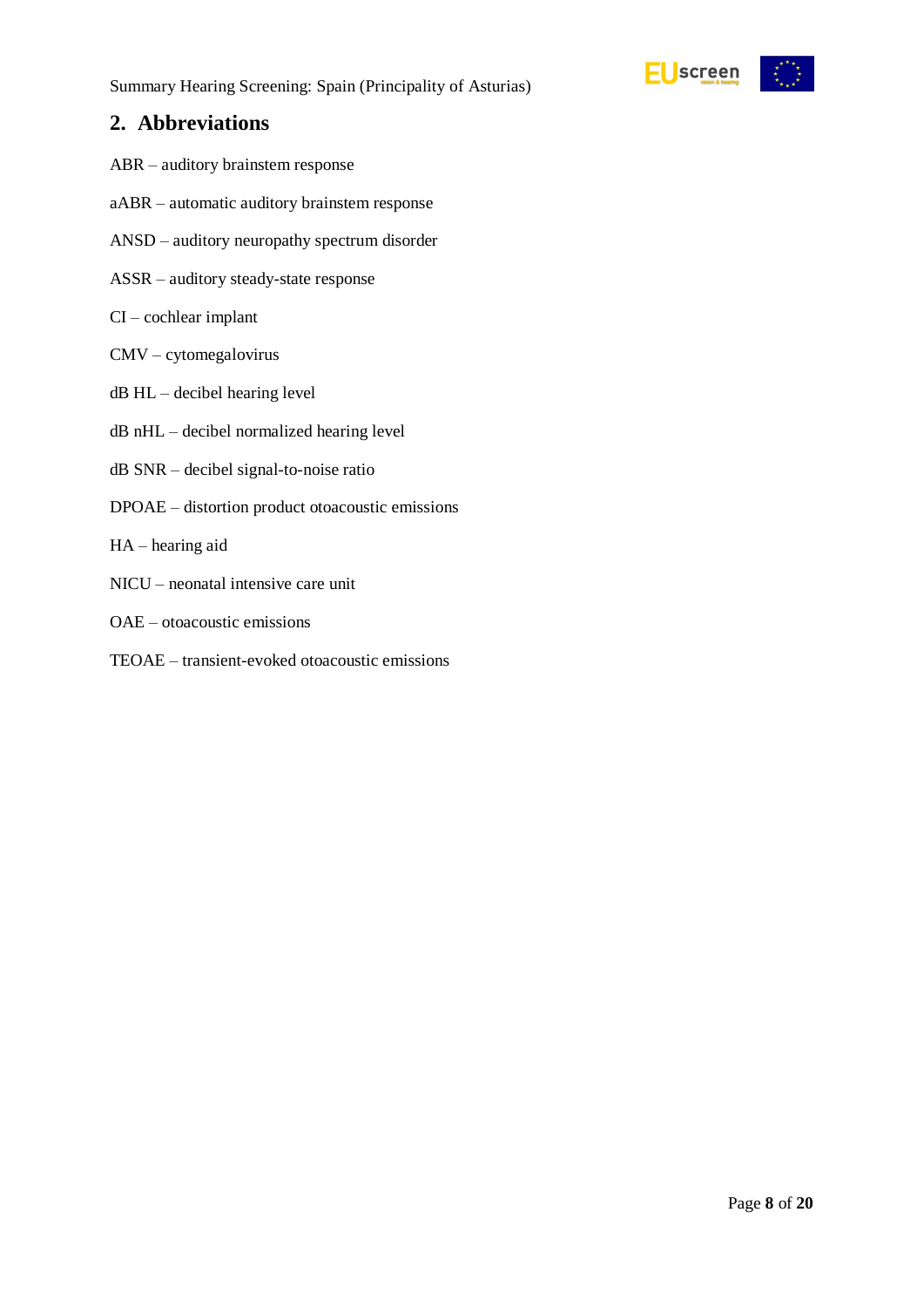## 2. Abbreviations

ABR – auditory brainstem response

aABR – automatic auditory brainstem response

ANSD – auditory neuropathy spectrum disorder

ASSR – auditory steady-state response

CI – cochlear implant

CMV – cytomegalovirus

dB HL – decibel hearing level

dB nHL – decibel normalized hearing level

dB SNR – decibel signal-to-noise ratio

DPOAE – distortion product otoacoustic emissions

HA – hearing aid

NICU – neonatal intensive care unit

OAE – otoacoustic emissions

TEOAE – transient-evoked otoacoustic emissions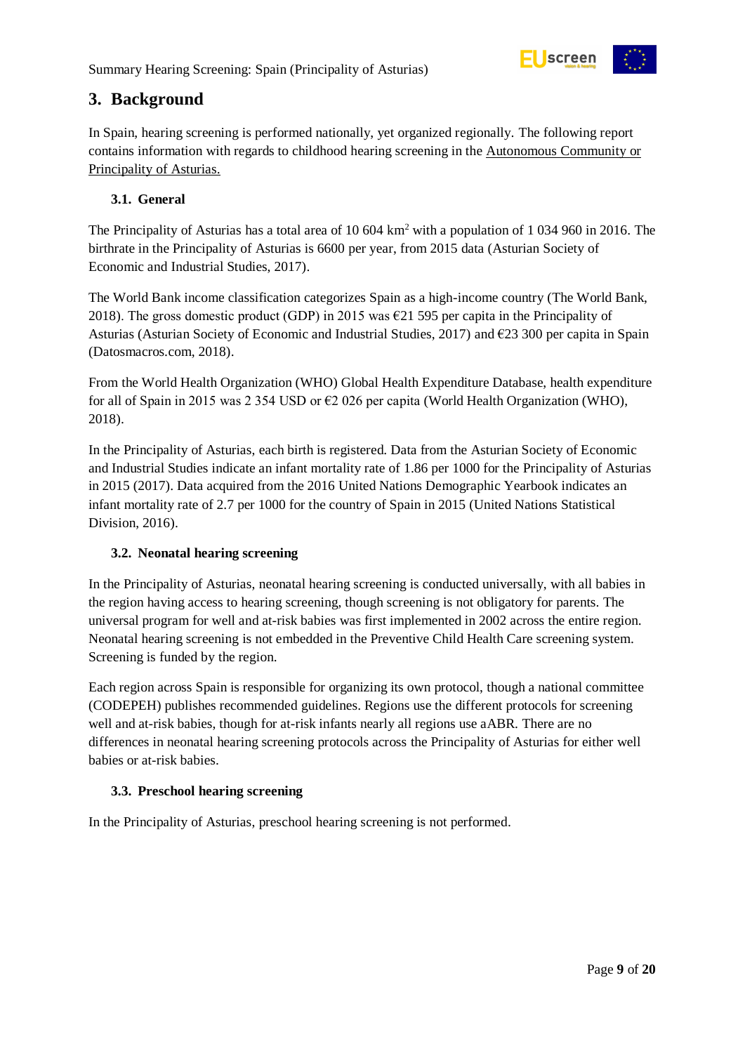## 3. Background

In Spain, hearing screening is performed nationally, yet organized regionally. The following report contains information with regards to childhood hearing screening in the Autonomous Community or Principality of Asturias.

### 3.1. General

The Principality of Asturias has a total area of 10 604 km$^2$ with a population of 1 034 960 in 2016. The birthrate in the Principality of Asturias is 6600 per year, from 2015 data (Asturian Society of Economic and Industrial Studies, 2017).

The World Bank income classification categorizes Spain as a high-income country (The World Bank, 2018). The gross domestic product (GDP) in 2015 was €21 595 per capita in the Principality of Asturias (Asturian Society of Economic and Industrial Studies, 2017) and €23 300 per capita in Spain (Datosmacros.com, 2018).

From the World Health Organization (WHO) Global Health Expenditure Database, health expenditure for all of Spain in 2015 was 2 354 USD or €2 026 per capita (World Health Organization (WHO), 2018).

In the Principality of Asturias, each birth is registered. Data from the Asturian Society of Economic and Industrial Studies indicate an infant mortality rate of 1.86 per 1000 for the Principality of Asturias in 2015 (2017). Data acquired from the 2016 United Nations Demographic Yearbook indicates an infant mortality rate of 2.7 per 1000 for the country of Spain in 2015 (United Nations Statistical Division, 2016).

### 3.2. Neonatal hearing screening

In the Principality of Asturias, neonatal hearing screening is conducted universally, with all babies in the region having access to hearing screening, though screening is not obligatory for parents. The universal program for well and at-risk babies was first implemented in 2002 across the entire region. Neonatal hearing screening is not embedded in the Preventive Child Health Care screening system. Screening is funded by the region.

Each region across Spain is responsible for organizing its own protocol, though a national committee (CODEPEH) publishes recommended guidelines. Regions use the different protocols for screening well and at-risk babies, though for at-risk infants nearly all regions use aABR. There are no differences in neonatal hearing screening protocols across the Principality of Asturias for either well babies or at-risk babies.

### 3.3. Preschool hearing screening

In the Principality of Asturias, preschool hearing screening is not performed.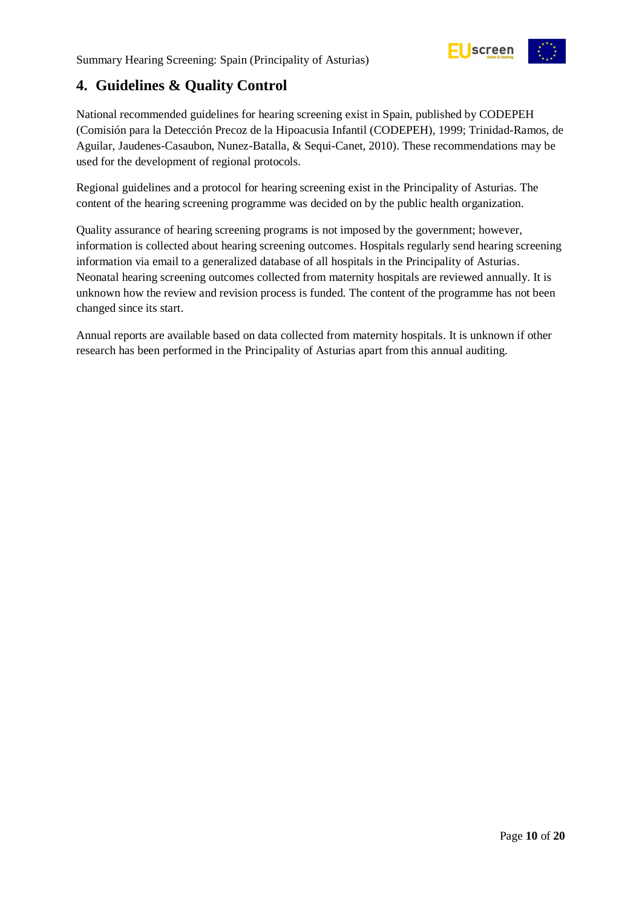## 4. Guidelines & Quality Control

National recommended guidelines for hearing screening exist in Spain, published by CODEPEH (Comisión para la Detección Precoz de la Hipoacusia Infantil (CODEPEH), 1999; Trinidad-Ramos, de Aguilar, Jaudenes-Casaubon, Nunez-Batalla, & Sequi-Canet, 2010). These recommendations may be used for the development of regional protocols.

Regional guidelines and a protocol for hearing screening exist in the Principality of Asturias. The content of the hearing screening programme was decided on by the public health organization.

Quality assurance of hearing screening programs is not imposed by the government; however, information is collected about hearing screening outcomes. Hospitals regularly send hearing screening information via email to a generalized database of all hospitals in the Principality of Asturias. Neonatal hearing screening outcomes collected from maternity hospitals are reviewed annually. It is unknown how the review and revision process is funded. The content of the programme has not been changed since its start.

Annual reports are available based on data collected from maternity hospitals. It is unknown if other research has been performed in the Principality of Asturias apart from this annual auditing.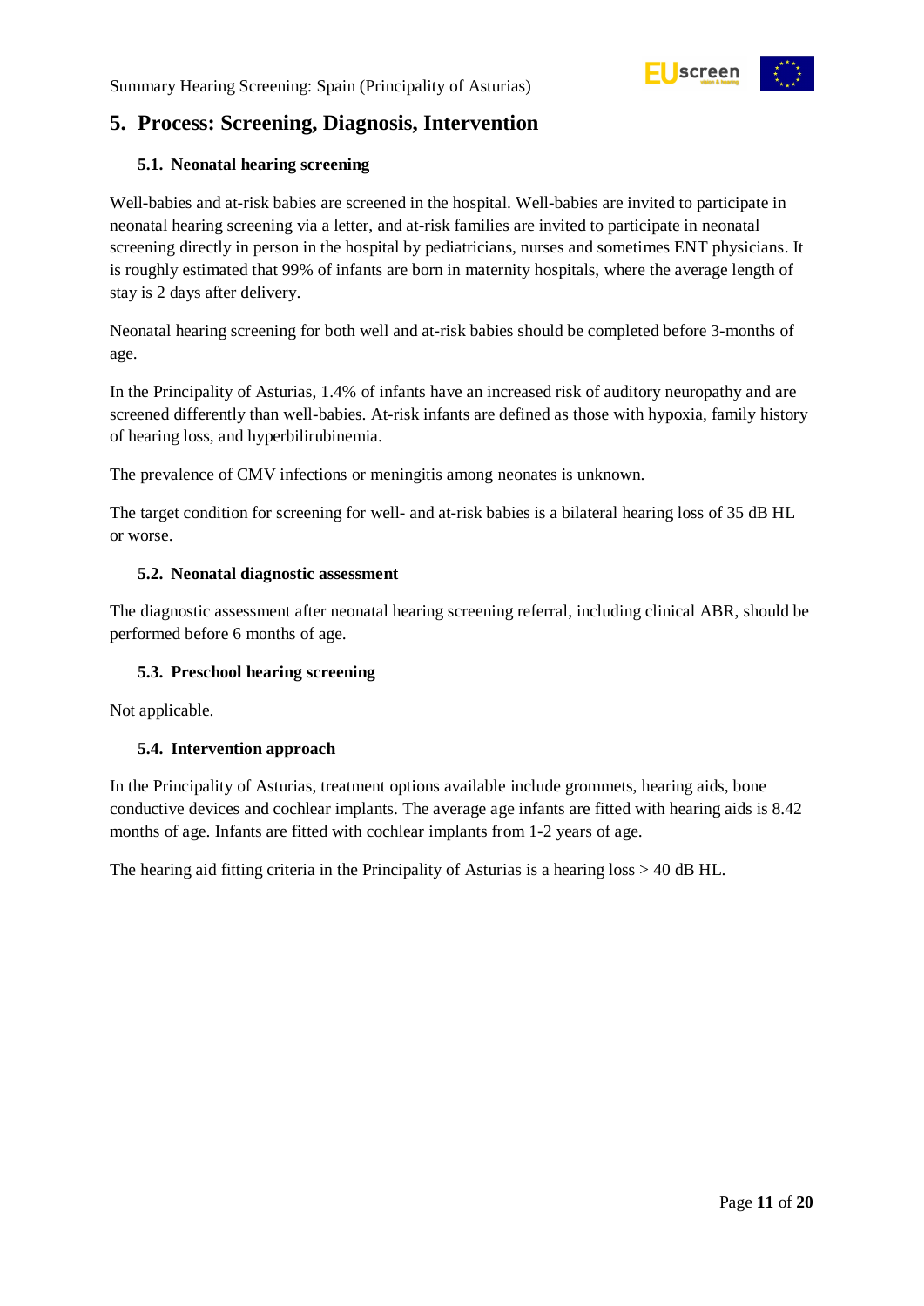## 5. Process: Screening, Diagnosis, Intervention

### 5.1. Neonatal hearing screening

Well-babies and at-risk babies are screened in the hospital. Well-babies are invited to participate in neonatal hearing screening via a letter, and at-risk families are invited to participate in neonatal screening directly in person in the hospital by pediatricians, nurses and sometimes ENT physicians. It is roughly estimated that 99% of infants are born in maternity hospitals, where the average length of stay is 2 days after delivery.

Neonatal hearing screening for both well and at-risk babies should be completed before 3-months of age.

In the Principality of Asturias, 1.4% of infants have an increased risk of auditory neuropathy and are screened differently than well-babies. At-risk infants are defined as those with hypoxia, family history of hearing loss, and hyperbilirubinemia.

The prevalence of CMV infections or meningitis among neonates is unknown.

The target condition for screening for well- and at-risk babies is a bilateral hearing loss of 35 dB HL or worse.

### 5.2. Neonatal diagnostic assessment

The diagnostic assessment after neonatal hearing screening referral, including clinical ABR, should be performed before 6 months of age.

### 5.3. Preschool hearing screening

Not applicable.

### 5.4. Intervention approach

In the Principality of Asturias, treatment options available include grommets, hearing aids, bone conductive devices and cochlear implants. The average age infants are fitted with hearing aids is 8.42 months of age. Infants are fitted with cochlear implants from 1-2 years of age.

The hearing aid fitting criteria in the Principality of Asturias is a hearing loss > 40 dB HL.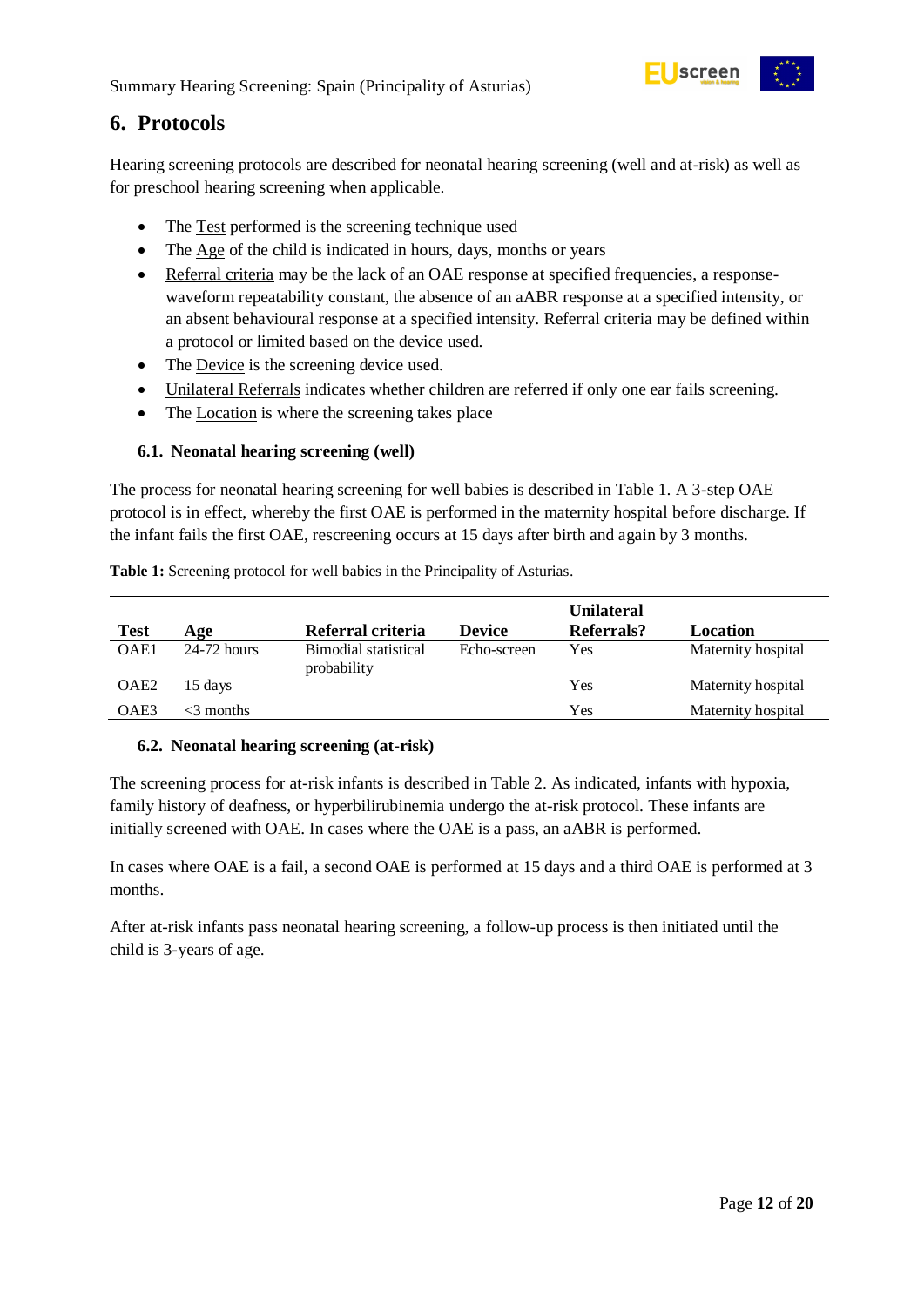## 6. Protocols

Hearing screening protocols are described for neonatal hearing screening (well and at-risk) as well as for preschool hearing screening when applicable.

- The Test performed is the screening technique used
- The Age of the child is indicated in hours, days, months or years
- Referral criteria may be the lack of an OAE response at specified frequencies, a response-waveform repeatability constant, the absence of an aABR response at a specified intensity, or an absent behavioural response at a specified intensity. Referral criteria may be defined within a protocol or limited based on the device used.
- The Device is the screening device used.
- Unilateral Referrals indicates whether children are referred if only one ear fails screening.
- The Location is where the screening takes place

### 6.1. Neonatal hearing screening (well)

The process for neonatal hearing screening for well babies is described in Table 1. A 3-step OAE protocol is in effect, whereby the first OAE is performed in the maternity hospital before discharge. If the infant fails the first OAE, rescreening occurs at 15 days after birth and again by 3 months.

**Table 1:** Screening protocol for well babies in the Principality of Asturias.

| Test | Age | Referral criteria | Device | Unilateral Referrals? | Location |
|---|---|---|---|---|---|
| OAE1 | 24-72 hours | Bimodial statistical probability | Echo-screen | Yes | Maternity hospital |
| OAE2 | 15 days | | | Yes | Maternity hospital |
| OAE3 | <3 months | | | Yes | Maternity hospital |

### 6.2. Neonatal hearing screening (at-risk)

The screening process for at-risk infants is described in Table 2. As indicated, infants with hypoxia, family history of deafness, or hyperbilirubinemia undergo the at-risk protocol. These infants are initially screened with OAE. In cases where the OAE is a pass, an aABR is performed.

In cases where OAE is a fail, a second OAE is performed at 15 days and a third OAE is performed at 3 months.

After at-risk infants pass neonatal hearing screening, a follow-up process is then initiated until the child is 3-years of age.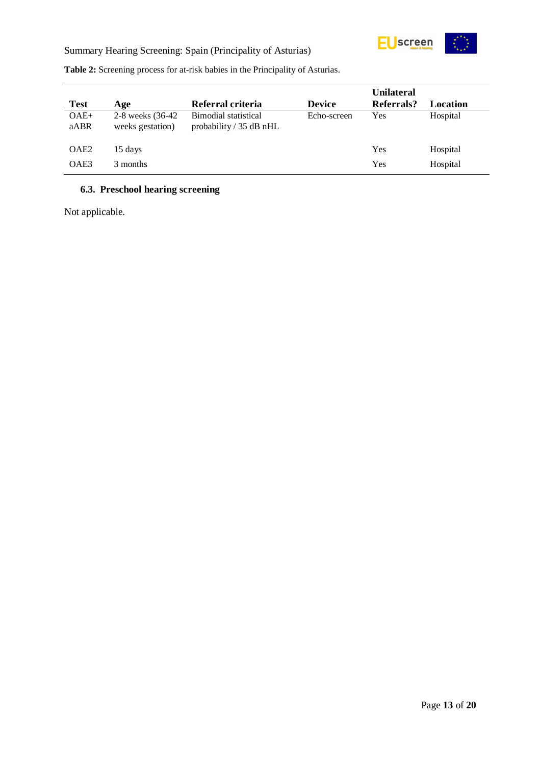**Table 2:** Screening process for at-risk babies in the Principality of Asturias.

| Test | Age | Referral criteria | Device | Unilateral Referrals? | Location |
|---|---|---|---|---|---|
| OAE+ aABR | 2-8 weeks (36-42 weeks gestation) | Bimodial statistical probability / 35 dB nHL | Echo-screen | Yes | Hospital |
| OAE2 | 15 days | | | Yes | Hospital |
| OAE3 | 3 months | | | Yes | Hospital |

### 6.3. Preschool hearing screening

Not applicable.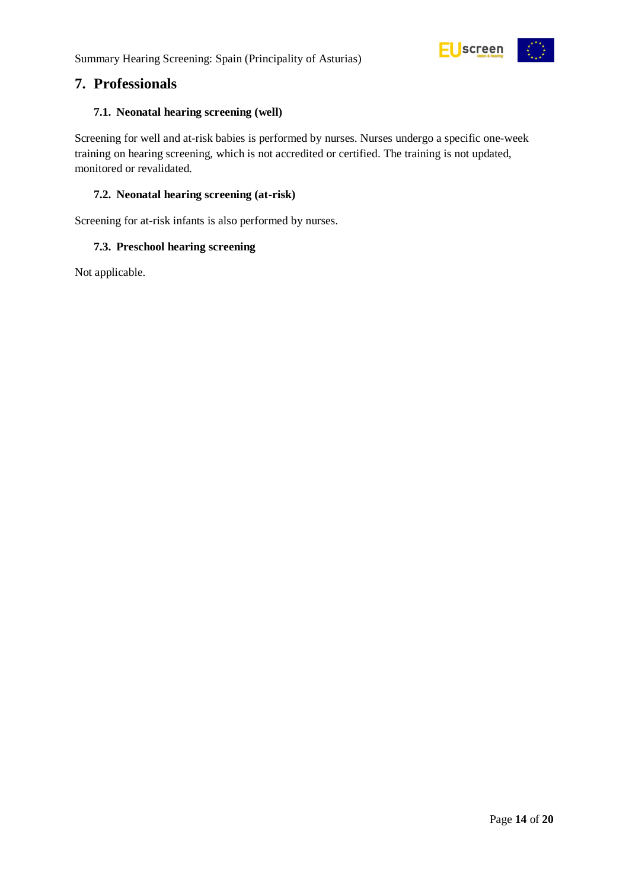## 7. Professionals

### 7.1. Neonatal hearing screening (well)

Screening for well and at-risk babies is performed by nurses. Nurses undergo a specific one-week training on hearing screening, which is not accredited or certified. The training is not updated, monitored or revalidated.

### 7.2. Neonatal hearing screening (at-risk)

Screening for at-risk infants is also performed by nurses.

### 7.3. Preschool hearing screening

Not applicable.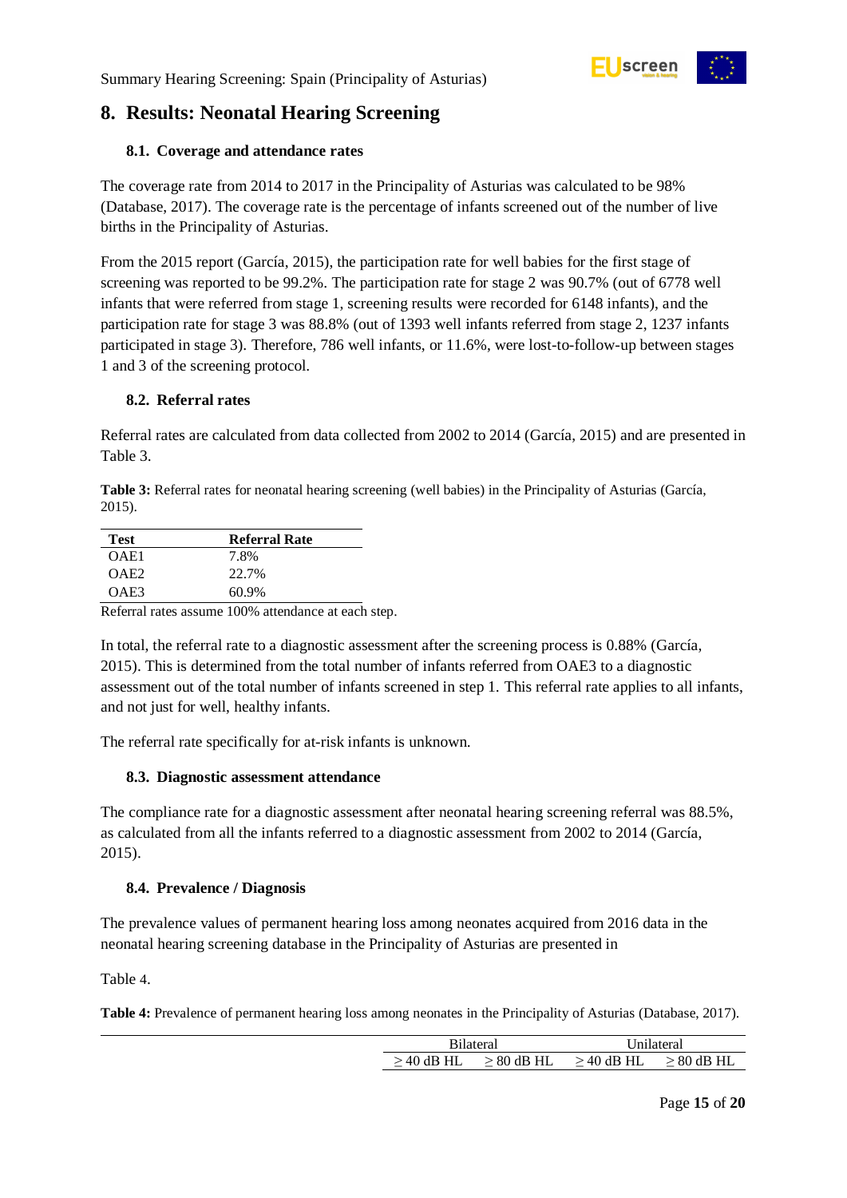# 8. Results: Neonatal Hearing Screening

## 8.1. Coverage and attendance rates

The coverage rate from 2014 to 2017 in the Principality of Asturias was calculated to be 98% (Database, 2017). The coverage rate is the percentage of infants screened out of the number of live births in the Principality of Asturias.

From the 2015 report (García, 2015), the participation rate for well babies for the first stage of screening was reported to be 99.2%. The participation rate for stage 2 was 90.7% (out of 6778 well infants that were referred from stage 1, screening results were recorded for 6148 infants), and the participation rate for stage 3 was 88.8% (out of 1393 well infants referred from stage 2, 1237 infants participated in stage 3). Therefore, 786 well infants, or 11.6%, were lost-to-follow-up between stages 1 and 3 of the screening protocol.

## 8.2. Referral rates

Referral rates are calculated from data collected from 2002 to 2014 (García, 2015) and are presented in Table 3.

**Table 3:** Referral rates for neonatal hearing screening (well babies) in the Principality of Asturias (García, 2015).

| Test | Referral Rate |
|---|---|
| OAE1 | 7.8% |
| OAE2 | 22.7% |
| OAE3 | 60.9% |

Referral rates assume 100% attendance at each step.

In total, the referral rate to a diagnostic assessment after the screening process is 0.88% (García, 2015). This is determined from the total number of infants referred from OAE3 to a diagnostic assessment out of the total number of infants screened in step 1. This referral rate applies to all infants, and not just for well, healthy infants.

The referral rate specifically for at-risk infants is unknown.

## 8.3. Diagnostic assessment attendance

The compliance rate for a diagnostic assessment after neonatal hearing screening referral was 88.5%, as calculated from all the infants referred to a diagnostic assessment from 2002 to 2014 (García, 2015).

## 8.4. Prevalence / Diagnosis

The prevalence values of permanent hearing loss among neonates acquired from 2016 data in the neonatal hearing screening database in the Principality of Asturias are presented in

Table 4.

**Table 4:** Prevalence of permanent hearing loss among neonates in the Principality of Asturias (Database, 2017).

| | Bilateral | | Unilateral | |
|---|---|---|---|---|
| | ≥ 40 dB HL | ≥ 80 dB HL | ≥ 40 dB HL | ≥ 80 dB HL |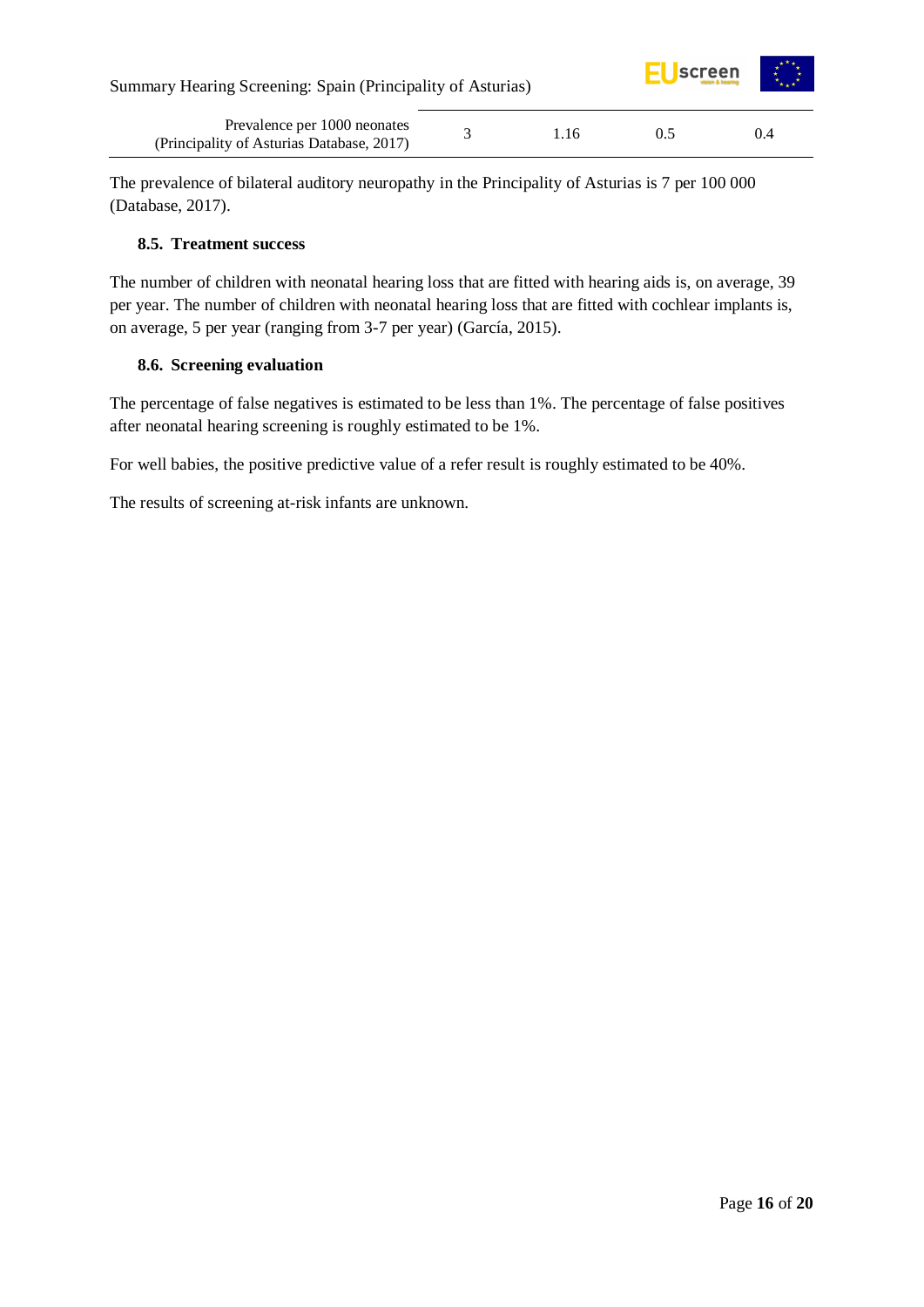| Prevalence per 1000 neonates (Principality of Asturias Database, 2017) | 3 | 1.16 | 0.5 | 0.4 |
|---|---|---|---|---|

The prevalence of bilateral auditory neuropathy in the Principality of Asturias is 7 per 100 000 (Database, 2017).

### 8.5. Treatment success

The number of children with neonatal hearing loss that are fitted with hearing aids is, on average, 39 per year. The number of children with neonatal hearing loss that are fitted with cochlear implants is, on average, 5 per year (ranging from 3-7 per year) (García, 2015).

### 8.6. Screening evaluation

The percentage of false negatives is estimated to be less than 1%. The percentage of false positives after neonatal hearing screening is roughly estimated to be 1%.

For well babies, the positive predictive value of a refer result is roughly estimated to be 40%.

The results of screening at-risk infants are unknown.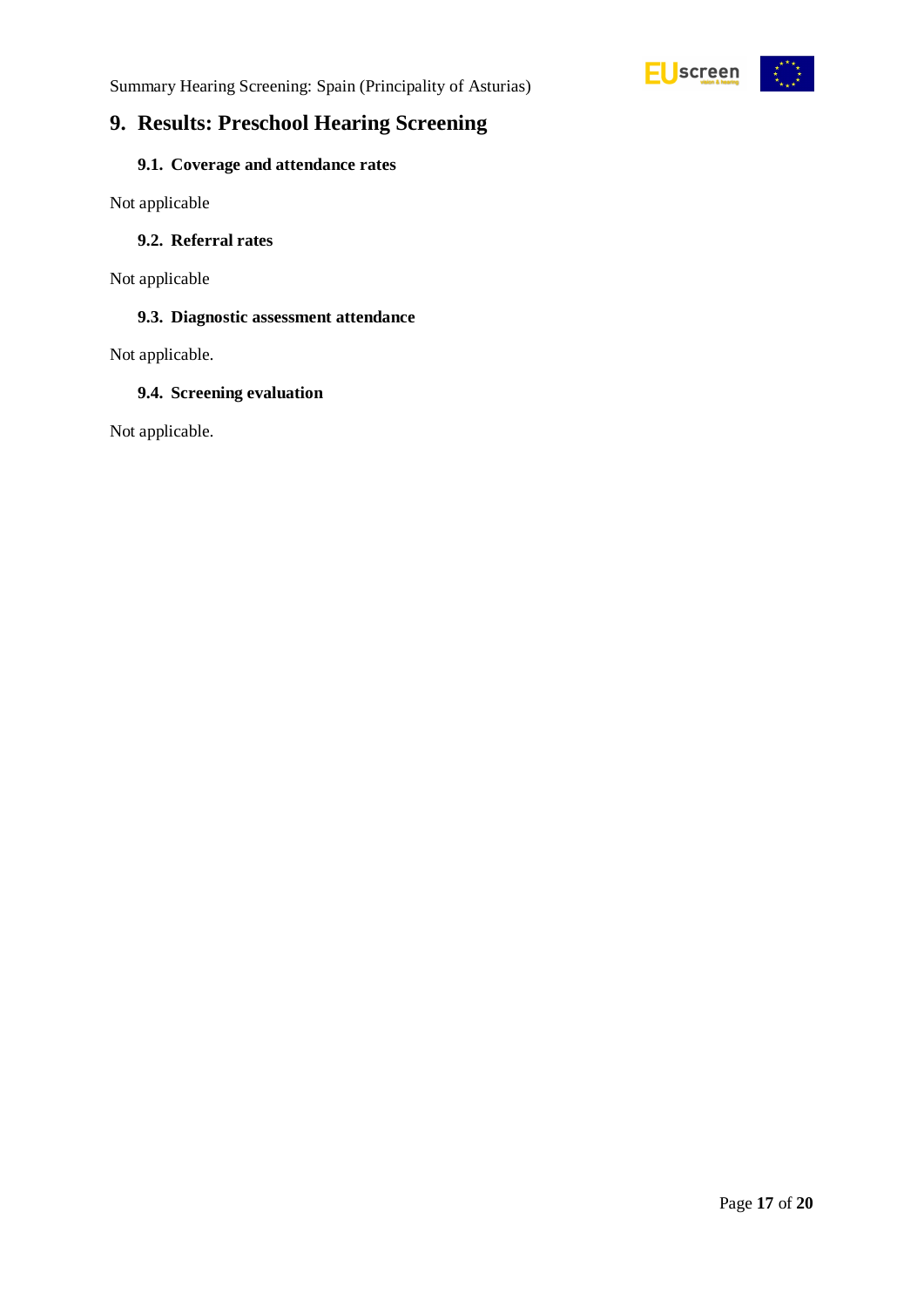# 9. Results: Preschool Hearing Screening

## 9.1. Coverage and attendance rates

Not applicable

## 9.2. Referral rates

Not applicable

## 9.3. Diagnostic assessment attendance

Not applicable.

## 9.4. Screening evaluation

Not applicable.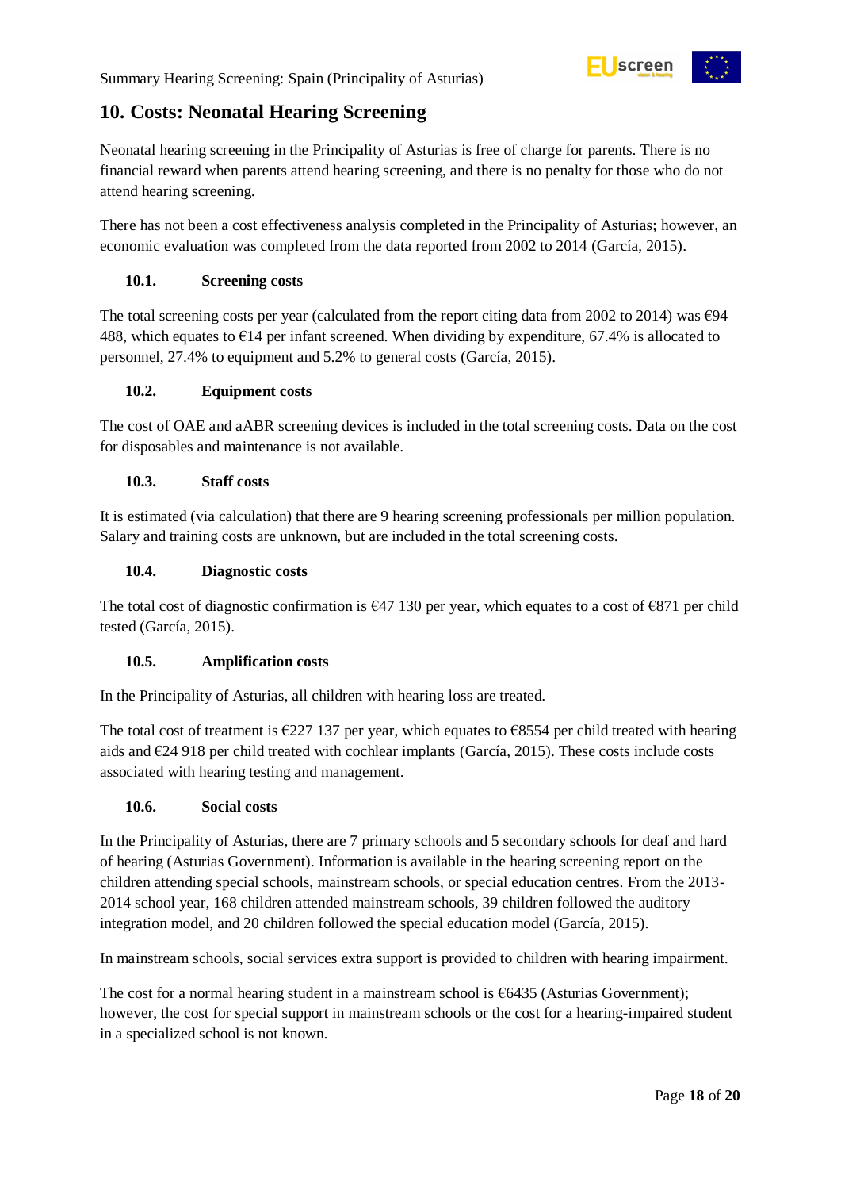## 10. Costs: Neonatal Hearing Screening

Neonatal hearing screening in the Principality of Asturias is free of charge for parents. There is no financial reward when parents attend hearing screening, and there is no penalty for those who do not attend hearing screening.

There has not been a cost effectiveness analysis completed in the Principality of Asturias; however, an economic evaluation was completed from the data reported from 2002 to 2014 (García, 2015).

### 10.1. Screening costs

The total screening costs per year (calculated from the report citing data from 2002 to 2014) was €94 488, which equates to €14 per infant screened. When dividing by expenditure, 67.4% is allocated to personnel, 27.4% to equipment and 5.2% to general costs (García, 2015).

### 10.2. Equipment costs

The cost of OAE and aABR screening devices is included in the total screening costs. Data on the cost for disposables and maintenance is not available.

### 10.3. Staff costs

It is estimated (via calculation) that there are 9 hearing screening professionals per million population. Salary and training costs are unknown, but are included in the total screening costs.

### 10.4. Diagnostic costs

The total cost of diagnostic confirmation is €47 130 per year, which equates to a cost of €871 per child tested (García, 2015).

### 10.5. Amplification costs

In the Principality of Asturias, all children with hearing loss are treated.

The total cost of treatment is €227 137 per year, which equates to €8554 per child treated with hearing aids and €24 918 per child treated with cochlear implants (García, 2015). These costs include costs associated with hearing testing and management.

### 10.6. Social costs

In the Principality of Asturias, there are 7 primary schools and 5 secondary schools for deaf and hard of hearing (Asturias Government). Information is available in the hearing screening report on the children attending special schools, mainstream schools, or special education centres. From the 2013-2014 school year, 168 children attended mainstream schools, 39 children followed the auditory integration model, and 20 children followed the special education model (García, 2015).

In mainstream schools, social services extra support is provided to children with hearing impairment.

The cost for a normal hearing student in a mainstream school is €6435 (Asturias Government); however, the cost for special support in mainstream schools or the cost for a hearing-impaired student in a specialized school is not known.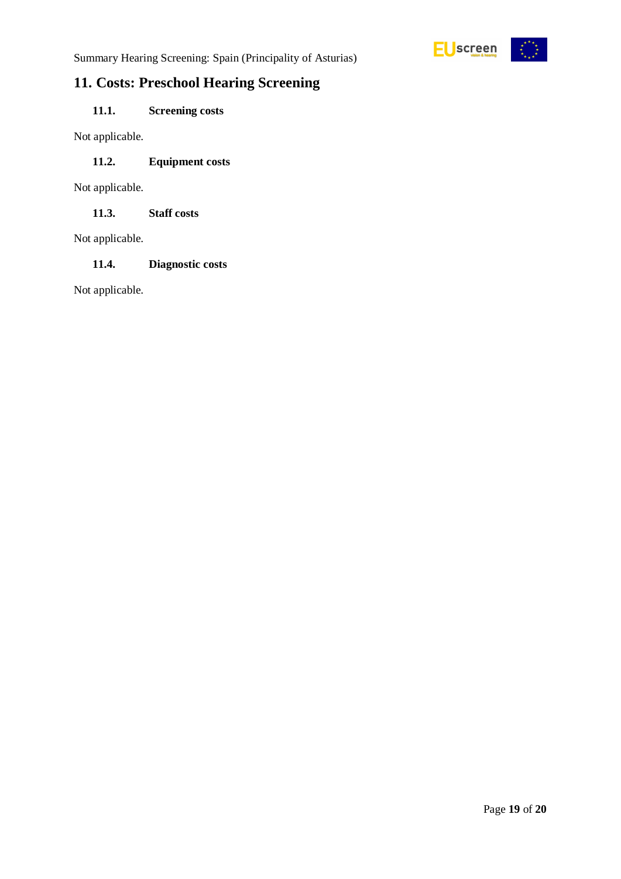## 11. Costs: Preschool Hearing Screening

### 11.1. Screening costs

Not applicable.

### 11.2. Equipment costs

Not applicable.

### 11.3. Staff costs

Not applicable.

### 11.4. Diagnostic costs

Not applicable.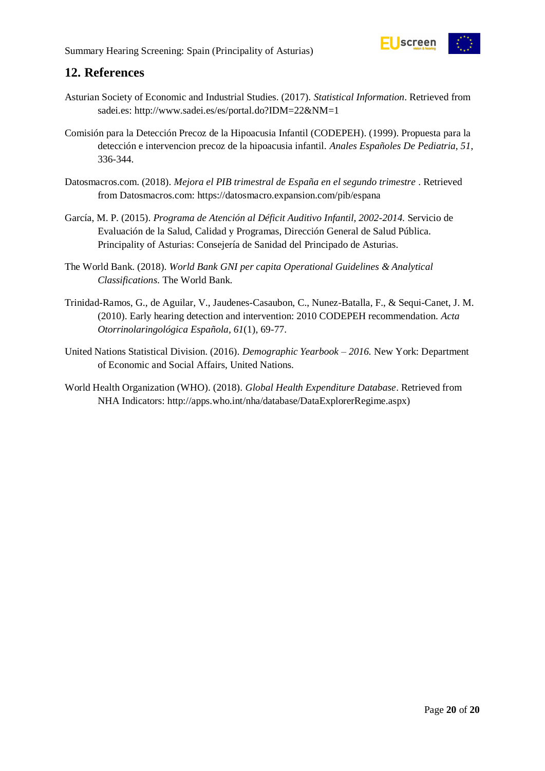## 12. References

Asturian Society of Economic and Industrial Studies. (2017). *Statistical Information*. Retrieved from sadei.es: http://www.sadei.es/es/portal.do?IDM=22&NM=1

Comisión para la Detección Precoz de la Hipoacusia Infantil (CODEPEH). (1999). Propuesta para la detección e intervencion precoz de la hipoacusia infantil. *Anales Españoles De Pediatria, 51*, 336-344.

Datosmacros.com. (2018). *Mejora el PIB trimestral de España en el segundo trimestre* . Retrieved from Datosmacros.com: https://datosmacro.expansion.com/pib/espana

García, M. P. (2015). *Programa de Atención al Déficit Auditivo Infantil, 2002-2014.* Servicio de Evaluación de la Salud, Calidad y Programas, Dirección General de Salud Pública. Principality of Asturias: Consejería de Sanidad del Principado de Asturias.

The World Bank. (2018). *World Bank GNI per capita Operational Guidelines & Analytical Classifications.* The World Bank.

Trinidad-Ramos, G., de Aguilar, V., Jaudenes-Casaubon, C., Nunez-Batalla, F., & Sequi-Canet, J. M. (2010). Early hearing detection and intervention: 2010 CODEPEH recommendation. *Acta Otorrinolaringológica Española, 61*(1), 69-77.

United Nations Statistical Division. (2016). *Demographic Yearbook – 2016.* New York: Department of Economic and Social Affairs, United Nations.

World Health Organization (WHO). (2018). *Global Health Expenditure Database*. Retrieved from NHA Indicators: http://apps.who.int/nha/database/DataExplorerRegime.aspx)